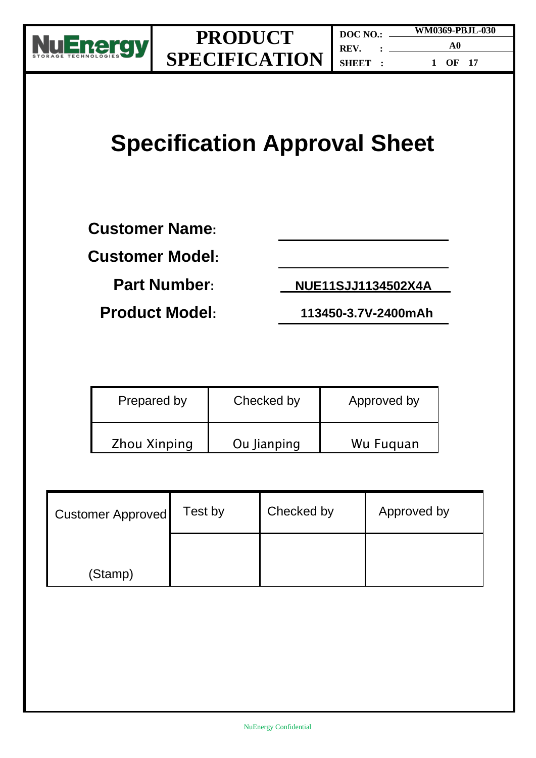# Specification Approval Sheet

**Customer Name:** ____________________

**Customer Model:** ____________________

**Part Number:** NUE11SJJ1134502X4A

**Product Model:** 113450-3.7V-2400mAh

| Prepared by | Checked by | Approved by |
|---|---|---|
| Zhou Xinping | Ou Jianping | Wu Fuquan |

| Customer Approved | Test by | Checked by | Approved by |
|---|---|---|---|
| (Stamp) | | | |

NuEnergy Confidential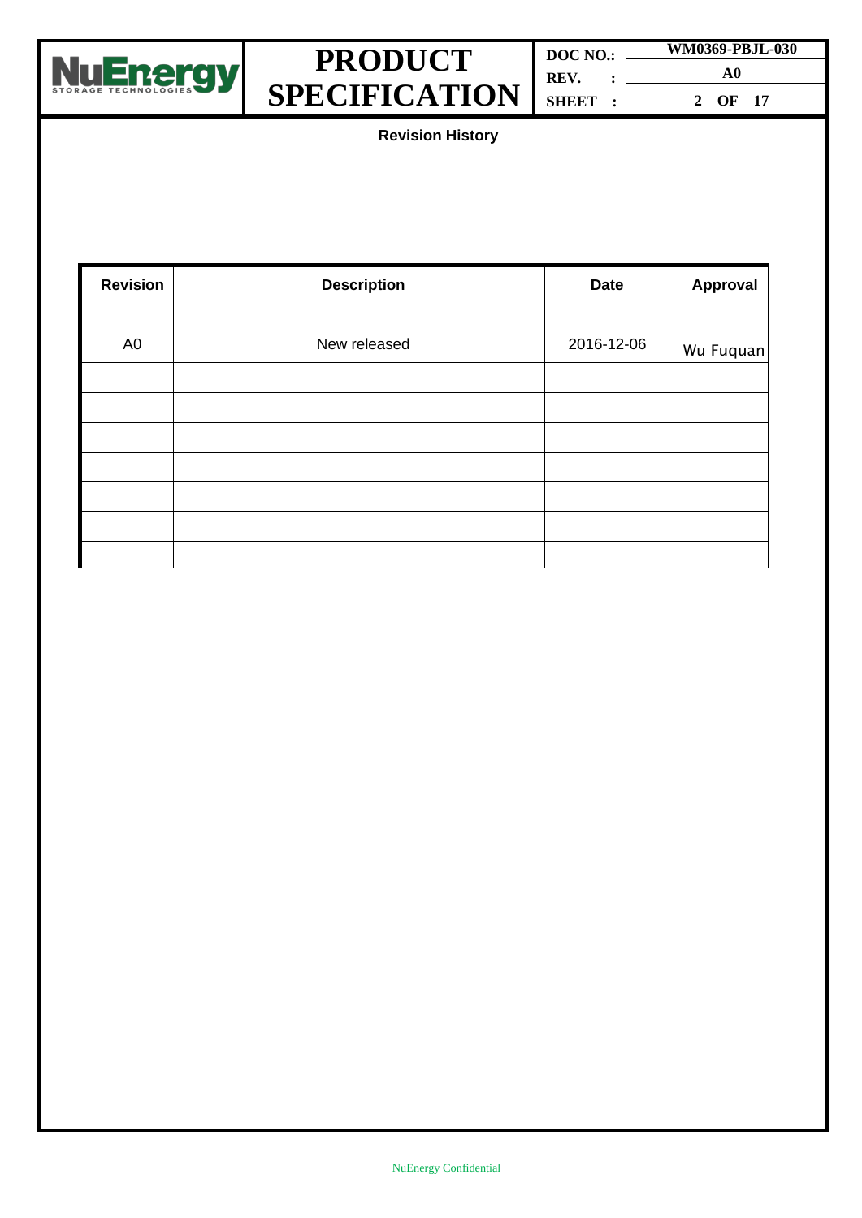## Revision History

| Revision | Description | Date | Approval |
|---|---|---|---|
| A0 | New released | 2016-12-06 | Wu Fuquan |
| | | | |
| | | | |
| | | | |
| | | | |
| | | | |
| | | | |
| | | | |

NuEnergy Confidential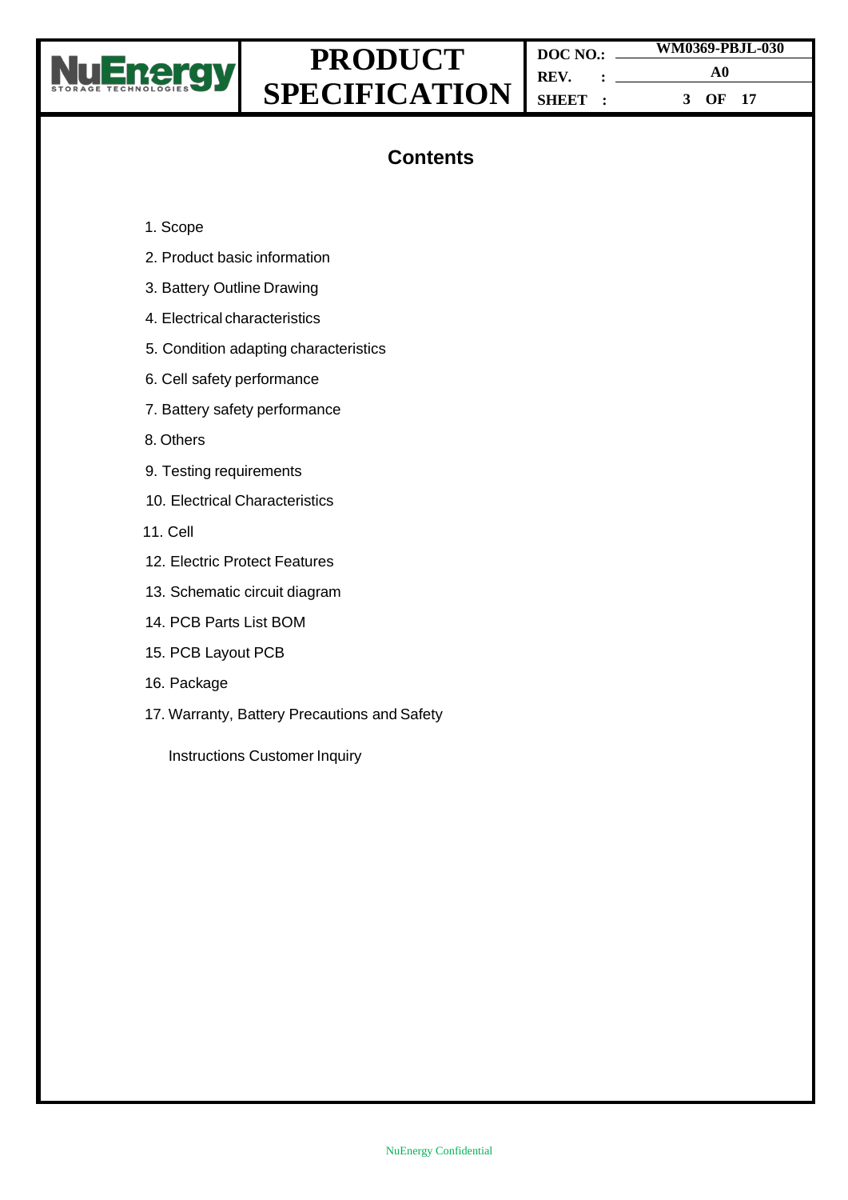## Contents

1. Scope
2. Product basic information
3. Battery Outline Drawing
4. Electrical characteristics
5. Condition adapting characteristics
6. Cell safety performance
7. Battery safety performance
8. Others
9. Testing requirements
10. Electrical Characteristics
11. Cell
12. Electric Protect Features
13. Schematic circuit diagram
14. PCB Parts List BOM
15. PCB Layout PCB
16. Package
17. Warranty, Battery Precautions and Safety

    Instructions Customer Inquiry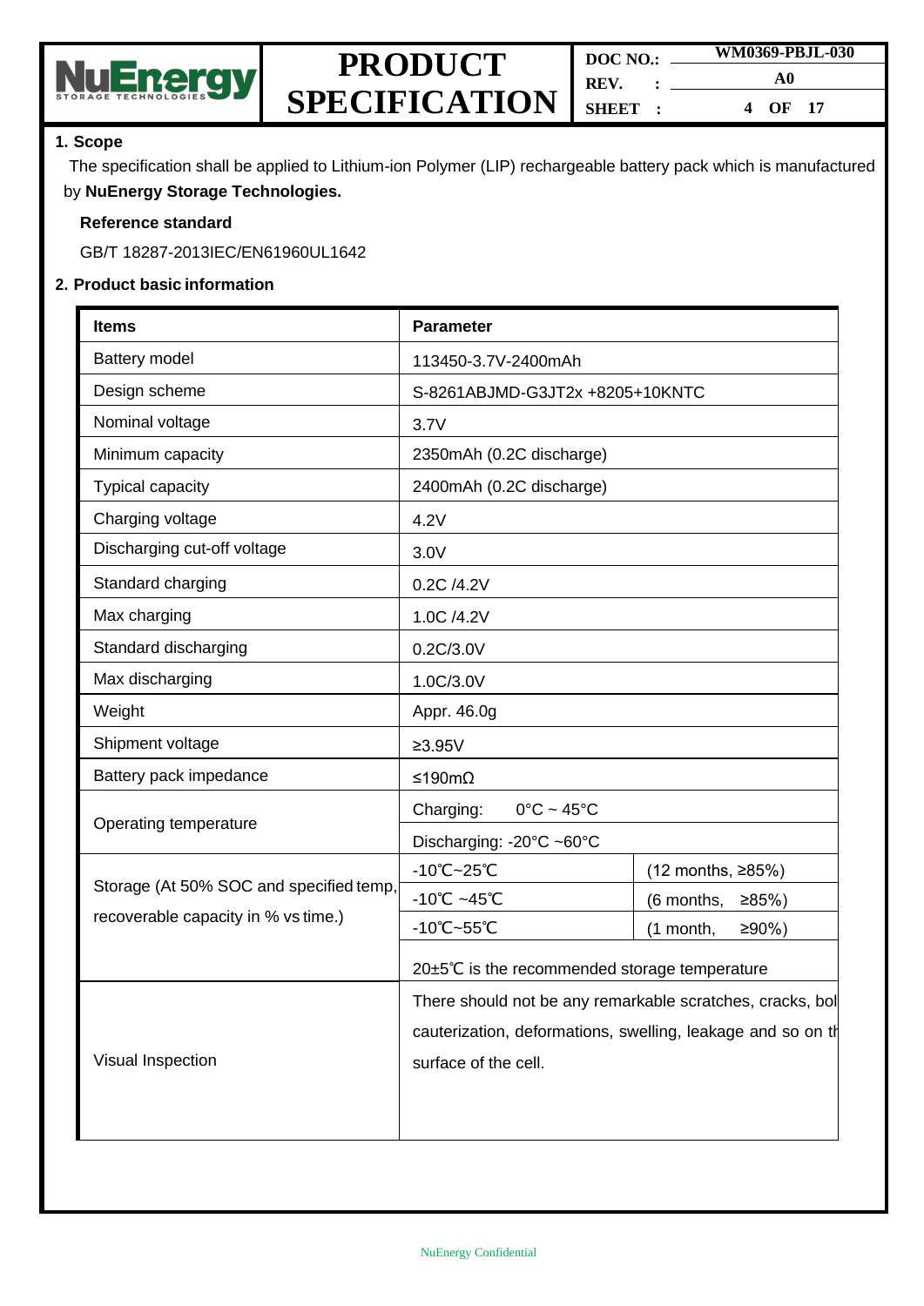## 1. Scope

The specification shall be applied to Lithium-ion Polymer (LIP) rechargeable battery pack which is manufactured by **NuEnergy Storage Technologies.**

**Reference standard**

GB/T 18287-2013IEC/EN61960UL1642

## 2. Product basic information

| Items | Parameter | |
|---|---|---|
| Battery model | 113450-3.7V-2400mAh | |
| Design scheme | S-8261ABJMD-G3JT2x +8205+10KNTC | |
| Nominal voltage | 3.7V | |
| Minimum capacity | 2350mAh (0.2C discharge) | |
| Typical capacity | 2400mAh (0.2C discharge) | |
| Charging voltage | 4.2V | |
| Discharging cut-off voltage | 3.0V | |
| Standard charging | 0.2C /4.2V | |
| Max charging | 1.0C /4.2V | |
| Standard discharging | 0.2C/3.0V | |
| Max discharging | 1.0C/3.0V | |
| Weight | Appr. 46.0g | |
| Shipment voltage | ≥3.95V | |
| Battery pack impedance | ≤190mΩ | |
| Operating temperature | Charging: 0°C ~ 45°C | |
| | Discharging: -20°C ~60°C | |
| Storage (At 50% SOC and specified temp, recoverable capacity in % vs time.) | -10℃~25℃ | (12 months, ≥85%) |
| | -10℃ ~45℃ | (6 months, ≥85%) |
| | -10℃~55℃ | (1 month, ≥90%) |
| | 20±5℃ is the recommended storage temperature | |
| Visual Inspection | There should not be any remarkable scratches, cracks, bol cauterization, deformations, swelling, leakage and so on th surface of the cell. | |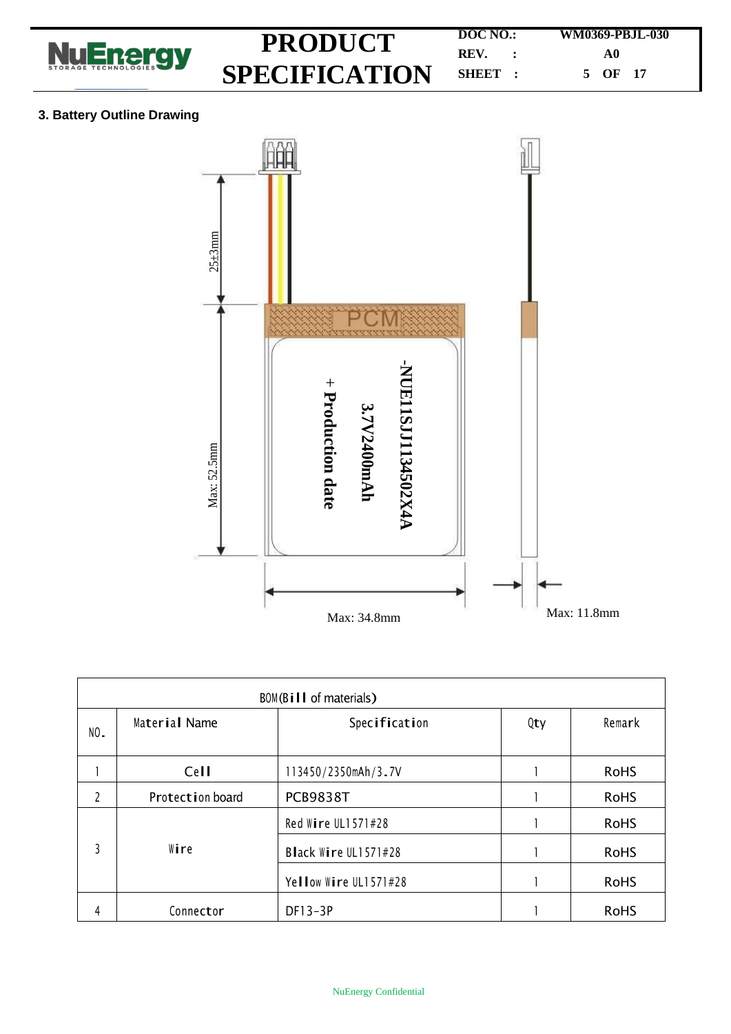### 3. Battery Outline Drawing

25±3mm

PCM

-NUE1SJJ113450 2X4A

3.7V2400mAh

+ Production date

Max: 52.5mm

Max: 34.8mm

Max: 11.8mm

| BOM(Bill of materials) | | | | |
|---|---|---|---|---|
| NO. | Material Name | Specification | Qty | Remark |
| 1 | Cell | 113450/2350mAh/3.7V | 1 | RoHS |
| 2 | Protection board | PCB9838T | 1 | RoHS |
| 3 | Wire | Red Wire UL1571#28 | 1 | RoHS |
| | | Black Wire UL1571#28 | 1 | RoHS |
| | | Yellow Wire UL1571#28 | 1 | RoHS |
| 4 | Connector | DF13-3P | 1 | RoHS |

NuEnergy Confidential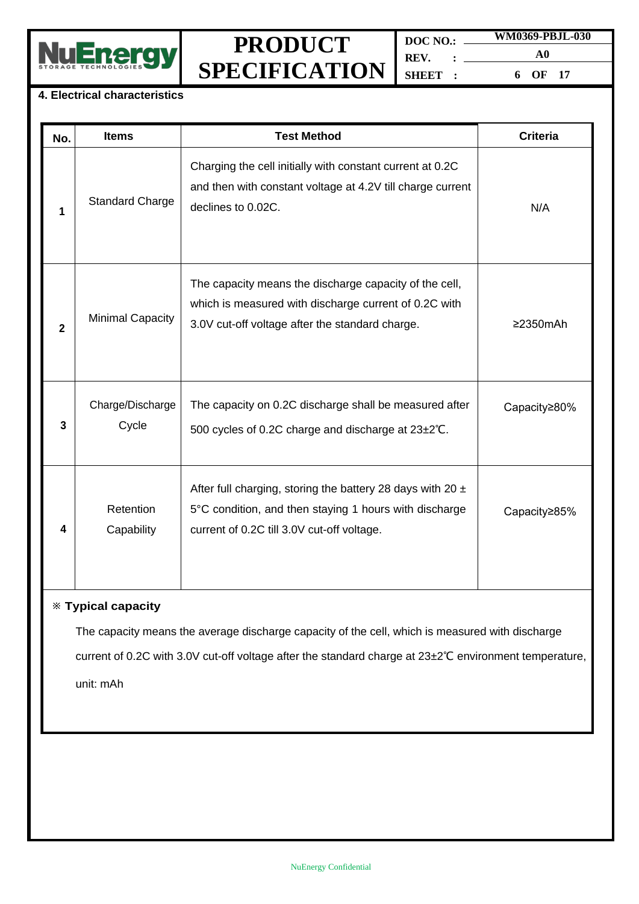## 4. Electrical characteristics

| No. | Items | Test Method | Criteria |
|---|---|---|---|
| 1 | Standard Charge | Charging the cell initially with constant current at 0.2C and then with constant voltage at 4.2V till charge current declines to 0.02C. | N/A |
| 2 | Minimal Capacity | The capacity means the discharge capacity of the cell, which is measured with discharge current of 0.2C with 3.0V cut-off voltage after the standard charge. | ≥2350mAh |
| 3 | Charge/Discharge Cycle | The capacity on 0.2C discharge shall be measured after 500 cycles of 0.2C charge and discharge at 23±2℃. | Capacity≥80% |
| 4 | Retention Capability | After full charging, storing the battery 28 days with 20 ± 5°C condition, and then staying 1 hours with discharge current of 0.2C till 3.0V cut-off voltage. | Capacity≥85% |

**※ Typical capacity**

The capacity means the average discharge capacity of the cell, which is measured with discharge current of 0.2C with 3.0V cut-off voltage after the standard charge at 23±2℃ environment temperature, unit: mAh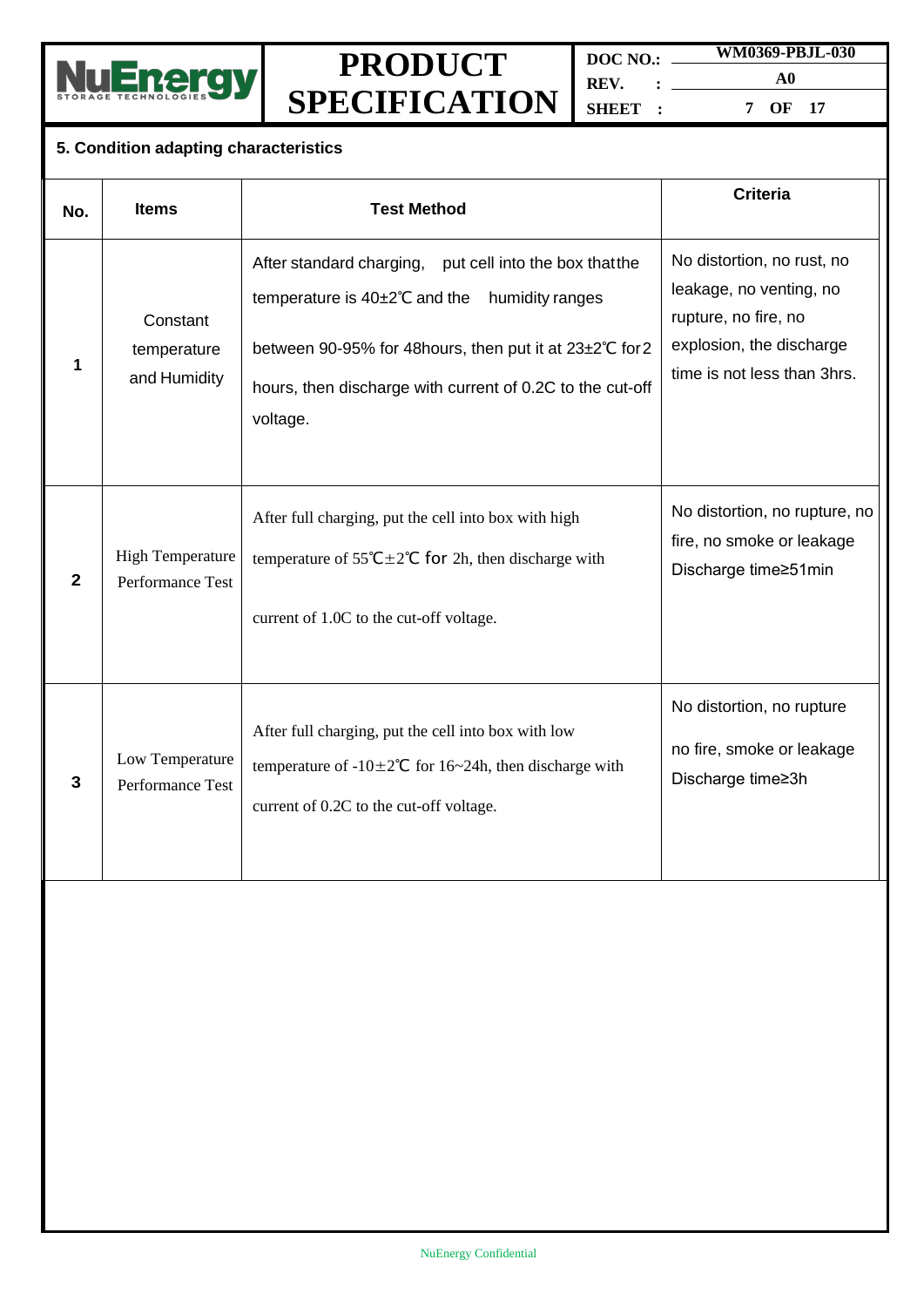## 5. Condition adapting characteristics

| No. | Items | Test Method | Criteria |
|---|---|---|---|
| 1 | Constant temperature and Humidity | After standard charging, put cell into the box that the temperature is 40±2℃ and the humidity ranges between 90-95% for 48hours, then put it at 23±2℃ for 2 hours, then discharge with current of 0.2C to the cut-off voltage. | No distortion, no rust, no leakage, no venting, no rupture, no fire, no explosion, the discharge time is not less than 3hrs. |
| 2 | High Temperature Performance Test | After full charging, put the cell into box with high temperature of 55℃±2℃ for 2h, then discharge with current of 1.0C to the cut-off voltage. | No distortion, no rupture, no fire, no smoke or leakage Discharge time≥51min |
| 3 | Low Temperature Performance Test | After full charging, put the cell into box with low temperature of -10±2℃ for 16~24h, then discharge with current of 0.2C to the cut-off voltage. | No distortion, no rupture no fire, smoke or leakage Discharge time≥3h |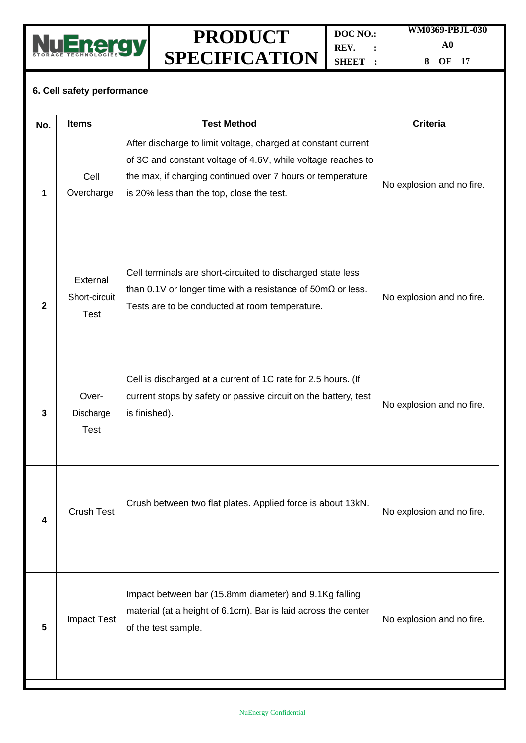## 6. Cell safety performance

| No. | Items | Test Method | Criteria |
|---|---|---|---|
| 1 | Cell Overcharge | After discharge to limit voltage, charged at constant current of 3C and constant voltage of 4.6V, while voltage reaches to the max, if charging continued over 7 hours or temperature is 20% less than the top, close the test. | No explosion and no fire. |
| 2 | External Short-circuit Test | Cell terminals are short-circuited to discharged state less than 0.1V or longer time with a resistance of 50mΩ or less. Tests are to be conducted at room temperature. | No explosion and no fire. |
| 3 | Over-Discharge Test | Cell is discharged at a current of 1C rate for 2.5 hours. (If current stops by safety or passive circuit on the battery, test is finished). | No explosion and no fire. |
| 4 | Crush Test | Crush between two flat plates. Applied force is about 13kN. | No explosion and no fire. |
| 5 | Impact Test | Impact between bar (15.8mm diameter) and 9.1Kg falling material (at a height of 6.1cm). Bar is laid across the center of the test sample. | No explosion and no fire. |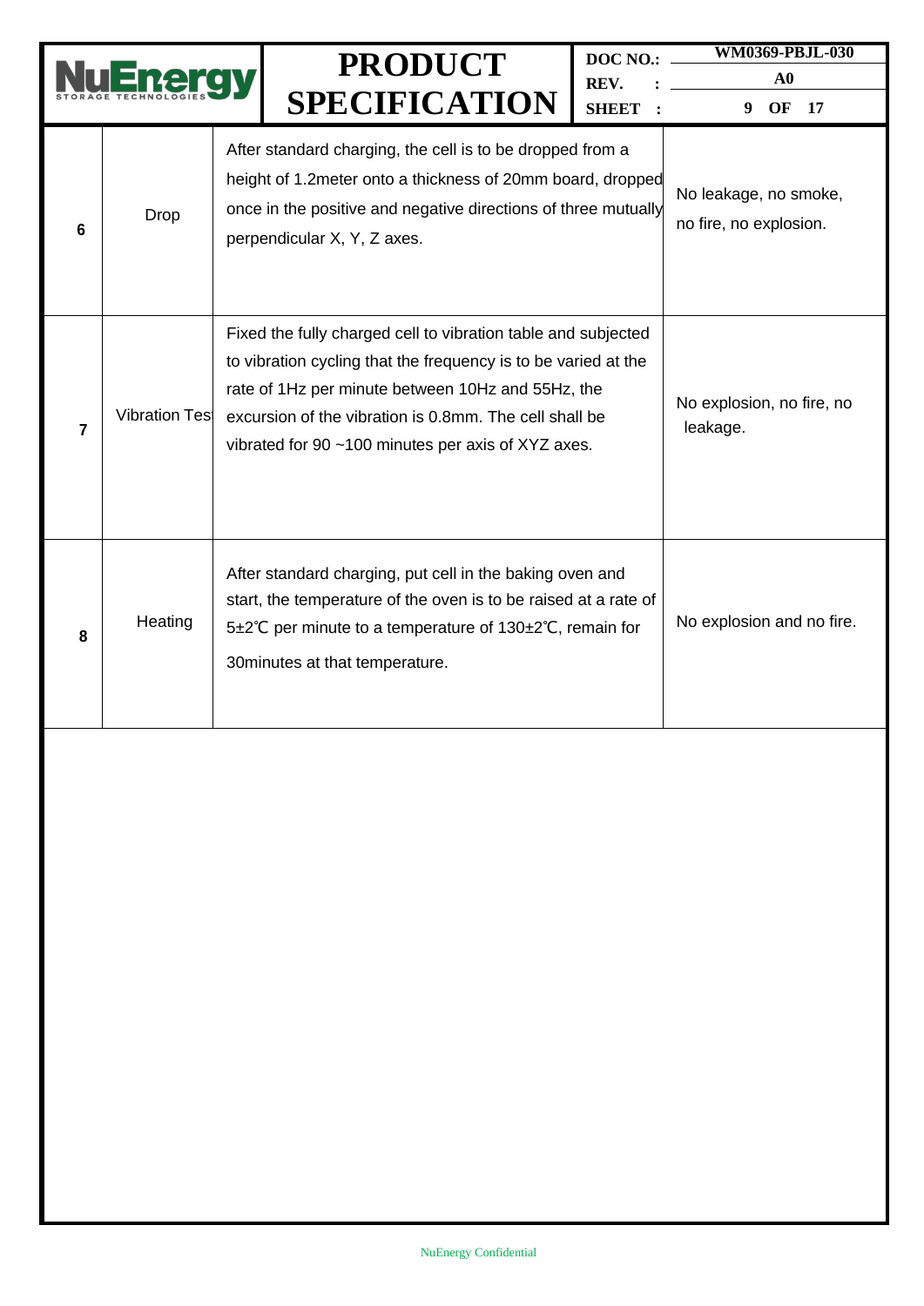| 6 | Drop | After standard charging, the cell is to be dropped from a height of 1.2meter onto a thickness of 20mm board, dropped once in the positive and negative directions of three mutually perpendicular X, Y, Z axes. | No leakage, no smoke, no fire, no explosion. |
|---|---|---|---|
| 7 | Vibration Test | Fixed the fully charged cell to vibration table and subjected to vibration cycling that the frequency is to be varied at the rate of 1Hz per minute between 10Hz and 55Hz, the excursion of the vibration is 0.8mm. The cell shall be vibrated for 90 ~100 minutes per axis of XYZ axes. | No explosion, no fire, no leakage. |
| 8 | Heating | After standard charging, put cell in the baking oven and start, the temperature of the oven is to be raised at a rate of 5±2℃ per minute to a temperature of 130±2℃, remain for 30minutes at that temperature. | No explosion and no fire. |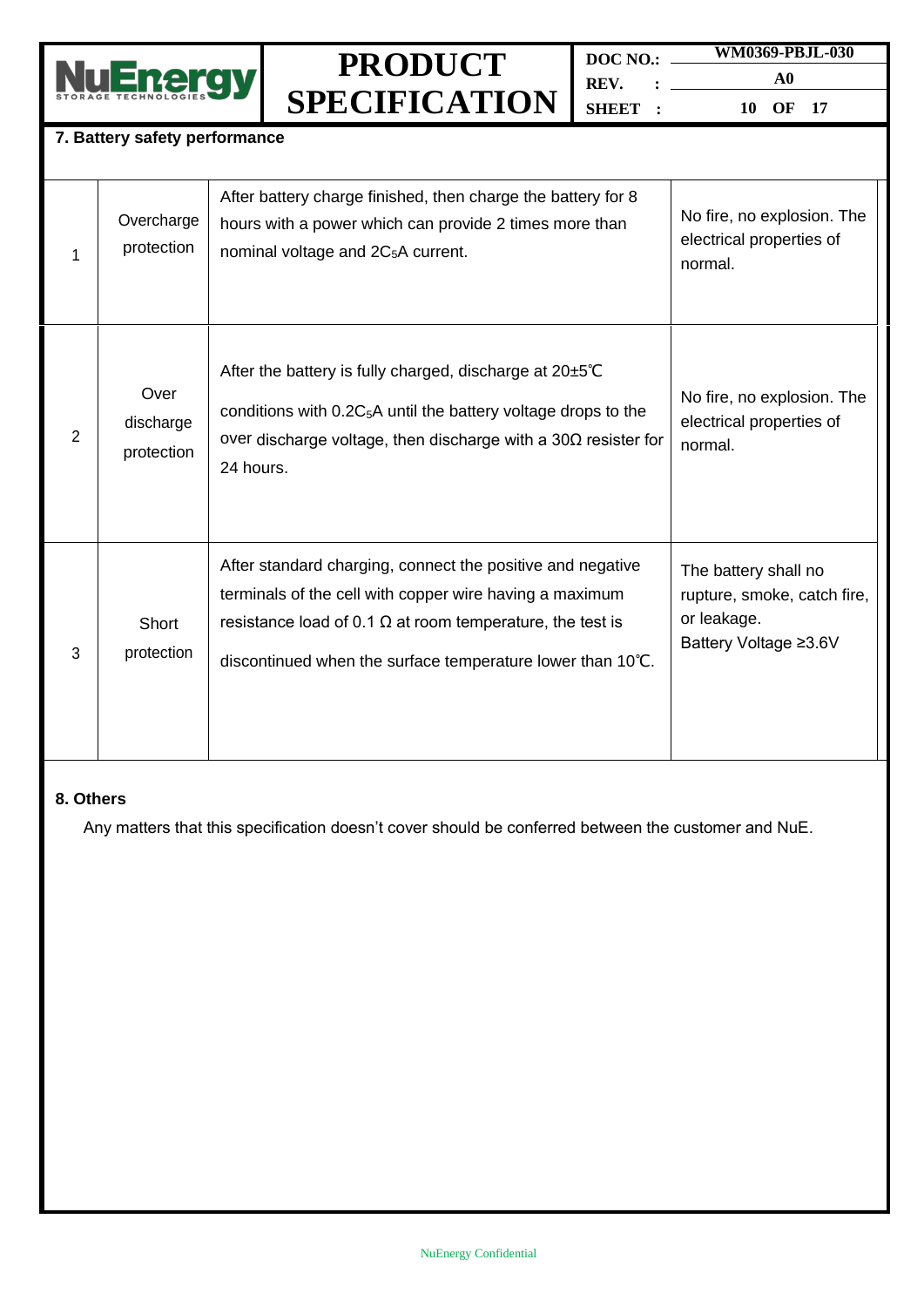## 7. Battery safety performance

| | | | |
|---|---|---|---|
| 1 | Overcharge protection | After battery charge finished, then charge the battery for 8 hours with a power which can provide 2 times more than nominal voltage and $2C_5$A current. | No fire, no explosion. The electrical properties of normal. |
| 2 | Over discharge protection | After the battery is fully charged, discharge at 20±5℃ conditions with $0.2C_5$A until the battery voltage drops to the over discharge voltage, then discharge with a 30Ω resister for 24 hours. | No fire, no explosion. The electrical properties of normal. |
| 3 | Short protection | After standard charging, connect the positive and negative terminals of the cell with copper wire having a maximum resistance load of 0.1 Ω at room temperature, the test is discontinued when the surface temperature lower than 10℃. | The battery shall no rupture, smoke, catch fire, or leakage.<br>Battery Voltage ≥3.6V |

## 8. Others

Any matters that this specification doesn't cover should be conferred between the customer and NuE.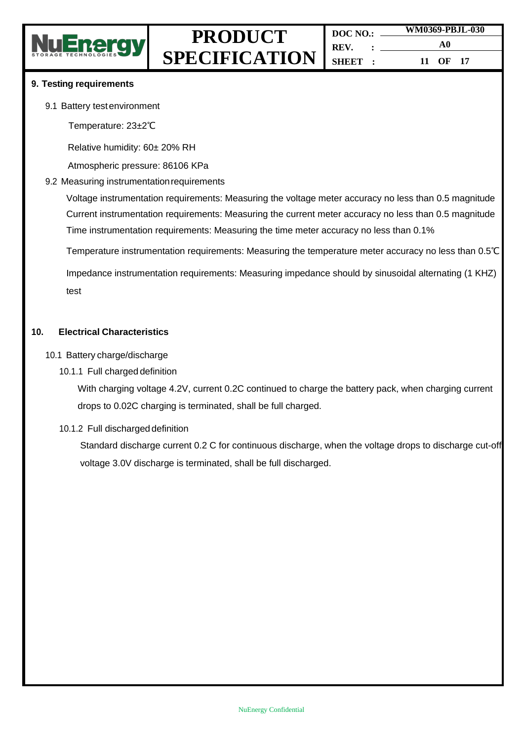## 9. Testing requirements

9.1 Battery test environment

Temperature: 23±2℃

Relative humidity: 60± 20% RH

Atmospheric pressure: 86106 KPa

9.2 Measuring instrumentation requirements

Voltage instrumentation requirements: Measuring the voltage meter accuracy no less than 0.5 magnitude
Current instrumentation requirements: Measuring the current meter accuracy no less than 0.5 magnitude
Time instrumentation requirements: Measuring the time meter accuracy no less than 0.1%

Temperature instrumentation requirements: Measuring the temperature meter accuracy no less than 0.5℃

Impedance instrumentation requirements: Measuring impedance should by sinusoidal alternating (1 KHZ) test

## 10. Electrical Characteristics

10.1 Battery charge/discharge

10.1.1 Full charged definition

With charging voltage 4.2V, current 0.2C continued to charge the battery pack, when charging current drops to 0.02C charging is terminated, shall be full charged.

10.1.2 Full discharged definition

Standard discharge current 0.2 C for continuous discharge, when the voltage drops to discharge cut-off voltage 3.0V discharge is terminated, shall be full discharged.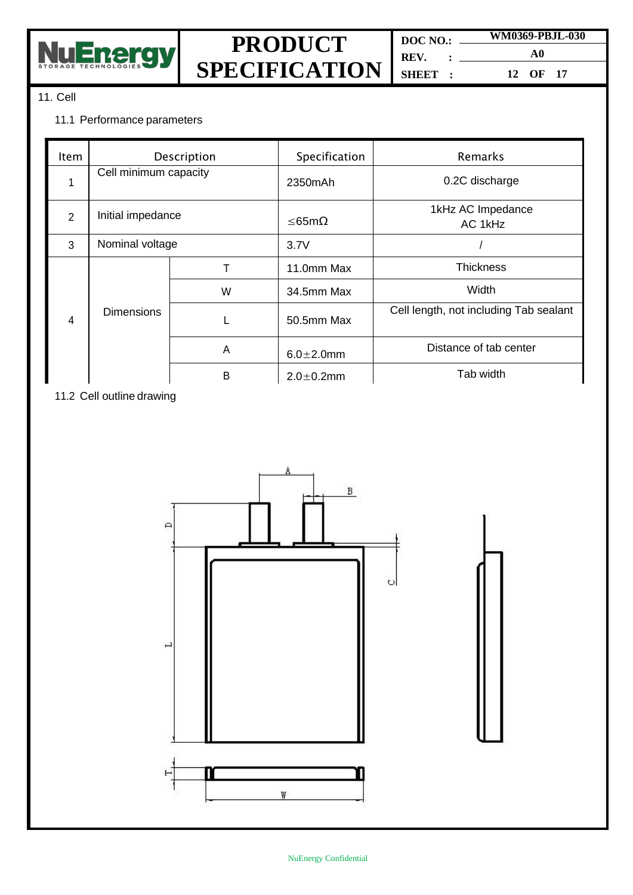## 11. Cell

### 11.1 Performance parameters

| Item | Description | | Specification | Remarks |
|---|---|---|---|---|
| 1 | Cell minimum capacity | | 2350mAh | 0.2C discharge |
| 2 | Initial impedance | | ≤65mΩ | 1kHz AC Impedance AC 1kHz |
| 3 | Nominal voltage | | 3.7V | / |
| 4 | Dimensions | T | 11.0mm Max | Thickness |
| | | W | 34.5mm Max | Width |
| | | L | 50.5mm Max | Cell length, not including Tab sealant |
| | | A | 6.0±2.0mm | Distance of tab center |
| | | B | 2.0±0.2mm | Tab width |

### 11.2 Cell outline drawing

A B D C L T W

NuEnergy Confidential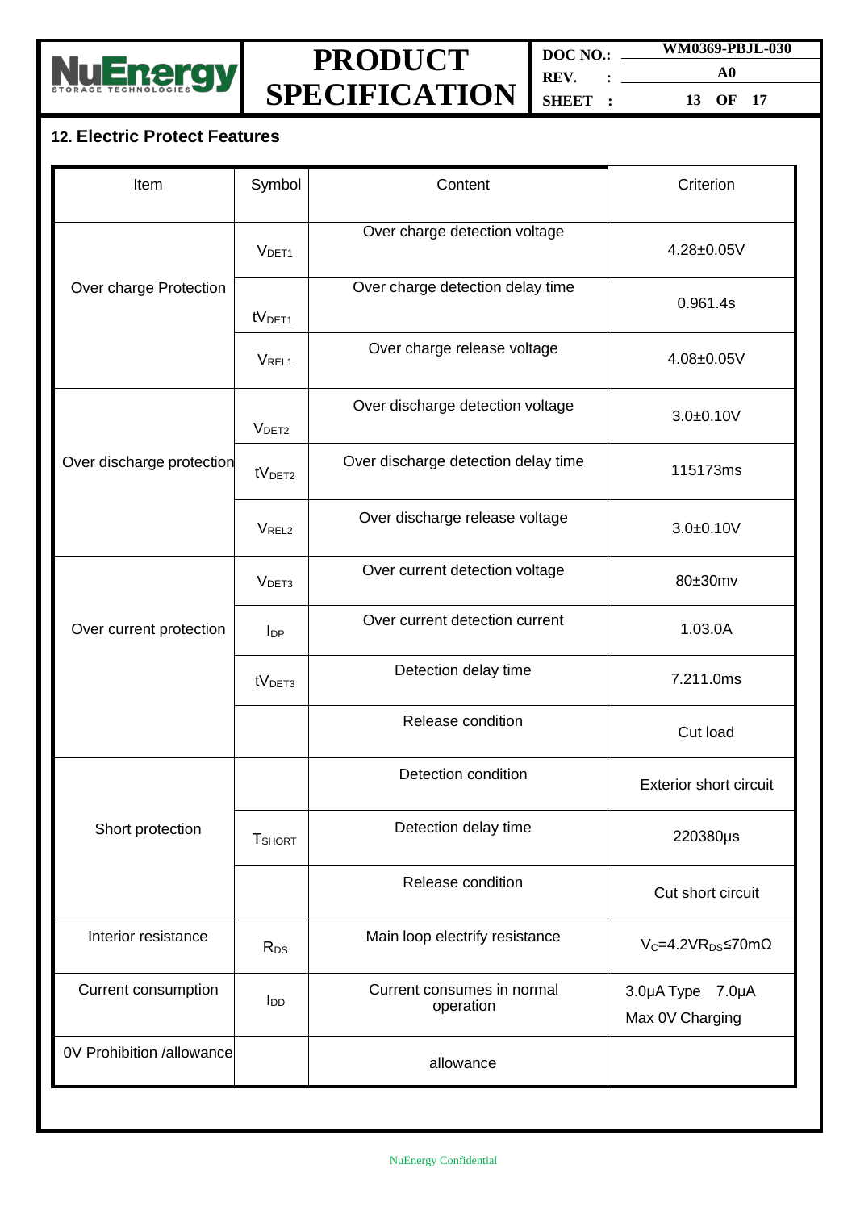## 12. Electric Protect Features

| Item | Symbol | Content | Criterion |
|---|---|---|---|
| Over charge Protection | $V_{DET1}$ | Over charge detection voltage | 4.28±0.05V |
| | $tV_{DET1}$ | Over charge detection delay time | 0.961.4s |
| | $V_{REL1}$ | Over charge release voltage | 4.08±0.05V |
| Over discharge protection | $V_{DET2}$ | Over discharge detection voltage | 3.0±0.10V |
| | $tV_{DET2}$ | Over discharge detection delay time | 115173ms |
| | $V_{REL2}$ | Over discharge release voltage | 3.0±0.10V |
| Over current protection | $V_{DET3}$ | Over current detection voltage | 80±30mv |
| | $I_{DP}$ | Over current detection current | 1.03.0A |
| | $tV_{DET3}$ | Detection delay time | 7.211.0ms |
| | | Release condition | Cut load |
| Short protection | | Detection condition | Exterior short circuit |
| | $T_{SHORT}$ | Detection delay time | 220380μs |
| | | Release condition | Cut short circuit |
| Interior resistance | $R_{DS}$ | Main loop electrify resistance | $V_C$=4.2V$R_{DS}$≤70mΩ |
| Current consumption | $I_{DD}$ | Current consumes in normal operation | 3.0μA Type 7.0μA Max 0V Charging |
| 0V Prohibition /allowance | | allowance | |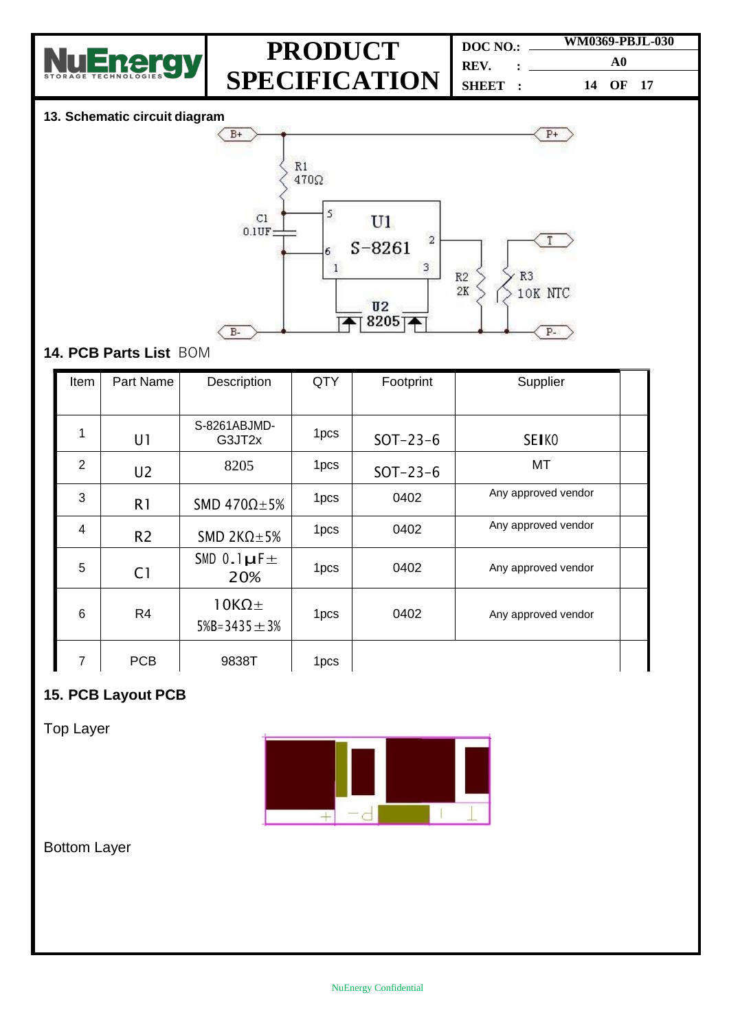## 13. Schematic circuit diagram

## 14. PCB Parts List BOM

| Item | Part Name | Description | QTY | Footprint | Supplier | |
|---|---|---|---|---|---|---|
| 1 | U1 | S-8261ABJMD-G3JT2x | 1pcs | SOT-23-6 | SEIKO | |
| 2 | U2 | 8205 | 1pcs | SOT-23-6 | MT | |
| 3 | R1 | SMD 470Ω±5% | 1pcs | 0402 | Any approved vendor | |
| 4 | R2 | SMD 2KΩ±5% | 1pcs | 0402 | Any approved vendor | |
| 5 | C1 | SMD 0.1μF±20% | 1pcs | 0402 | Any approved vendor | |
| 6 | R4 | 10KΩ±5%B=3435±3% | 1pcs | 0402 | Any approved vendor | |
| 7 | PCB | 9838T | 1pcs | | | |

## 15. PCB Layout PCB

Top Layer

Bottom Layer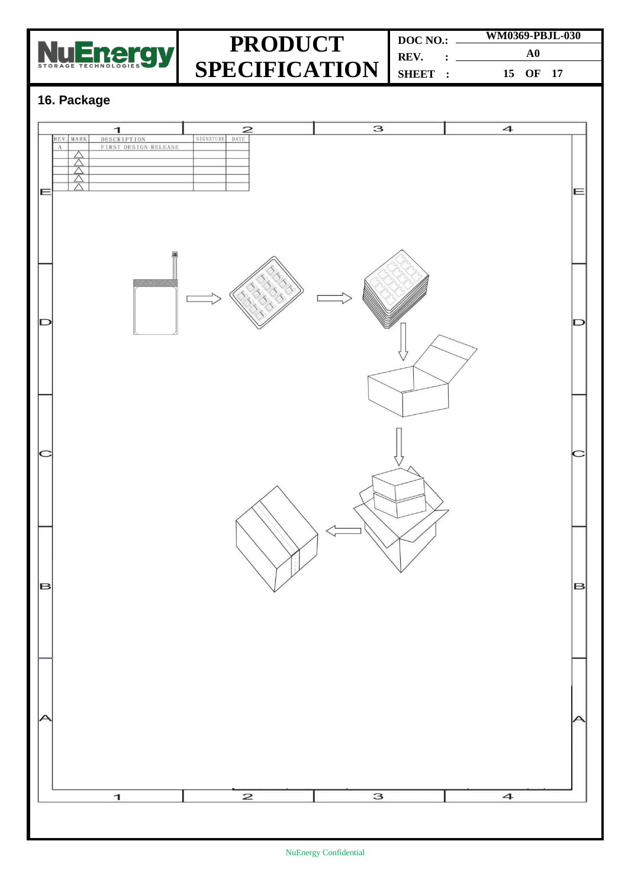## 16. Package

| REV. | MARK | DESCRIPTION | SIGNATURE | DATE |
|---|---|---|---|---|
| A | | FIRST DESIGN RELEASE | | |
| | △ | | | |
| | △ | | | |
| | △ | | | |
| | △ | | | |
| | △ | | | |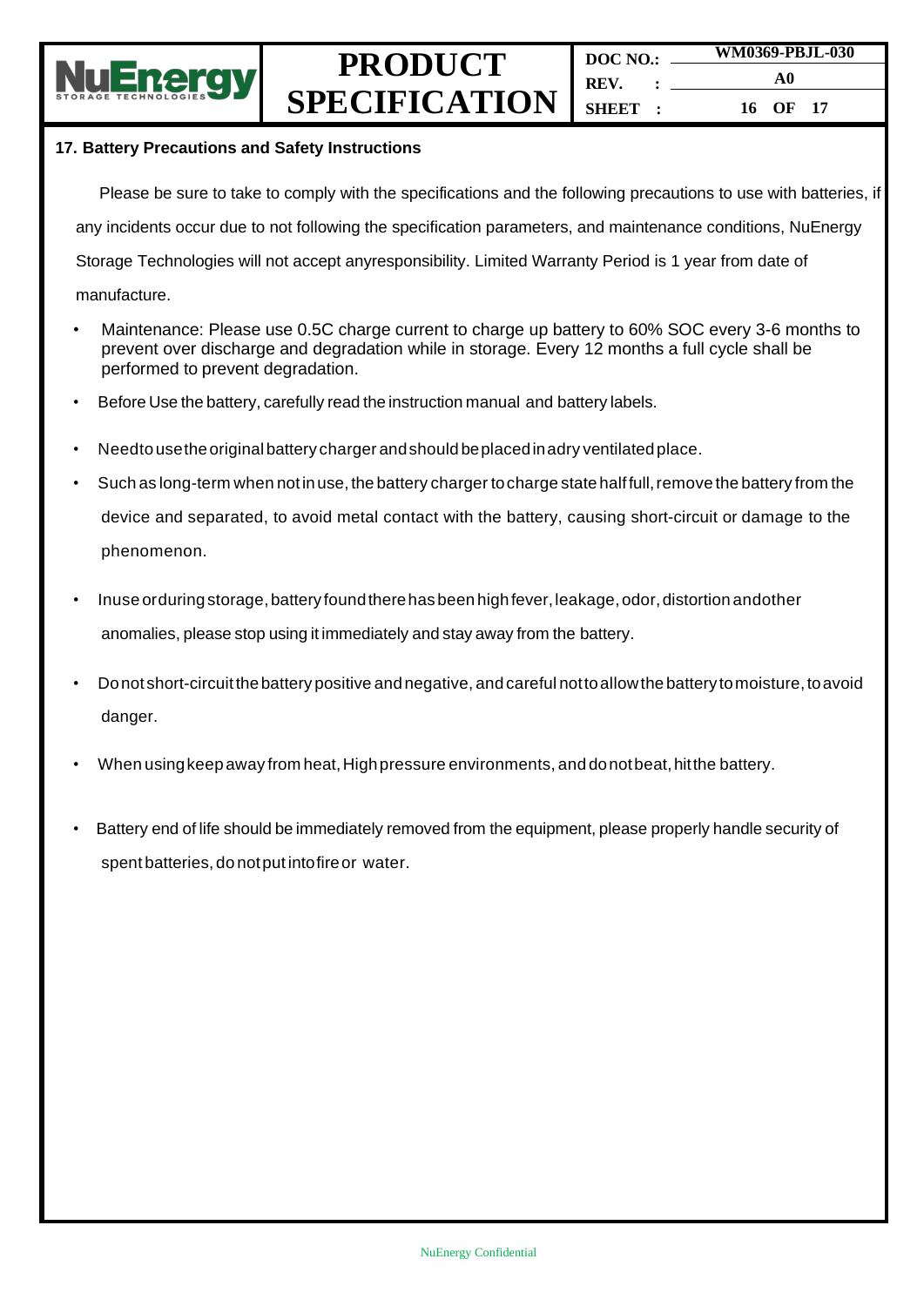## 17. Battery Precautions and Safety Instructions

Please be sure to take to comply with the specifications and the following precautions to use with batteries, if any incidents occur due to not following the specification parameters, and maintenance conditions, NuEnergy Storage Technologies will not accept anyresponsibility. Limited Warranty Period is 1 year from date of manufacture.

- Maintenance: Please use 0.5C charge current to charge up battery to 60% SOC every 3-6 months to prevent over discharge and degradation while in storage. Every 12 months a full cycle shall be performed to prevent degradation.
- Before Use the battery, carefully read the instruction manual and battery labels.
- Needtousetheoriginalbatterycharger andshouldbeplacedinadryventilatedplace.
- Such as long-term when not in use, the battery charger to charge state half full, remove the battery from the device and separated, to avoid metal contact with the battery, causing short-circuit or damage to the phenomenon.
- Inuse orduring storage, battery found there has been high fever, leakage, odor, distortion andother anomalies, please stop using it immediately and stay away from the battery.
- Donot short-circuit the battery positive and negative, and careful not to allow the battery to moisture, to avoid danger.
- When using keep away from heat, High pressure environments, and do not beat, hit the battery.
- Battery end of life should be immediately removed from the equipment, please properly handle security of spent batteries, do not put into fire or water.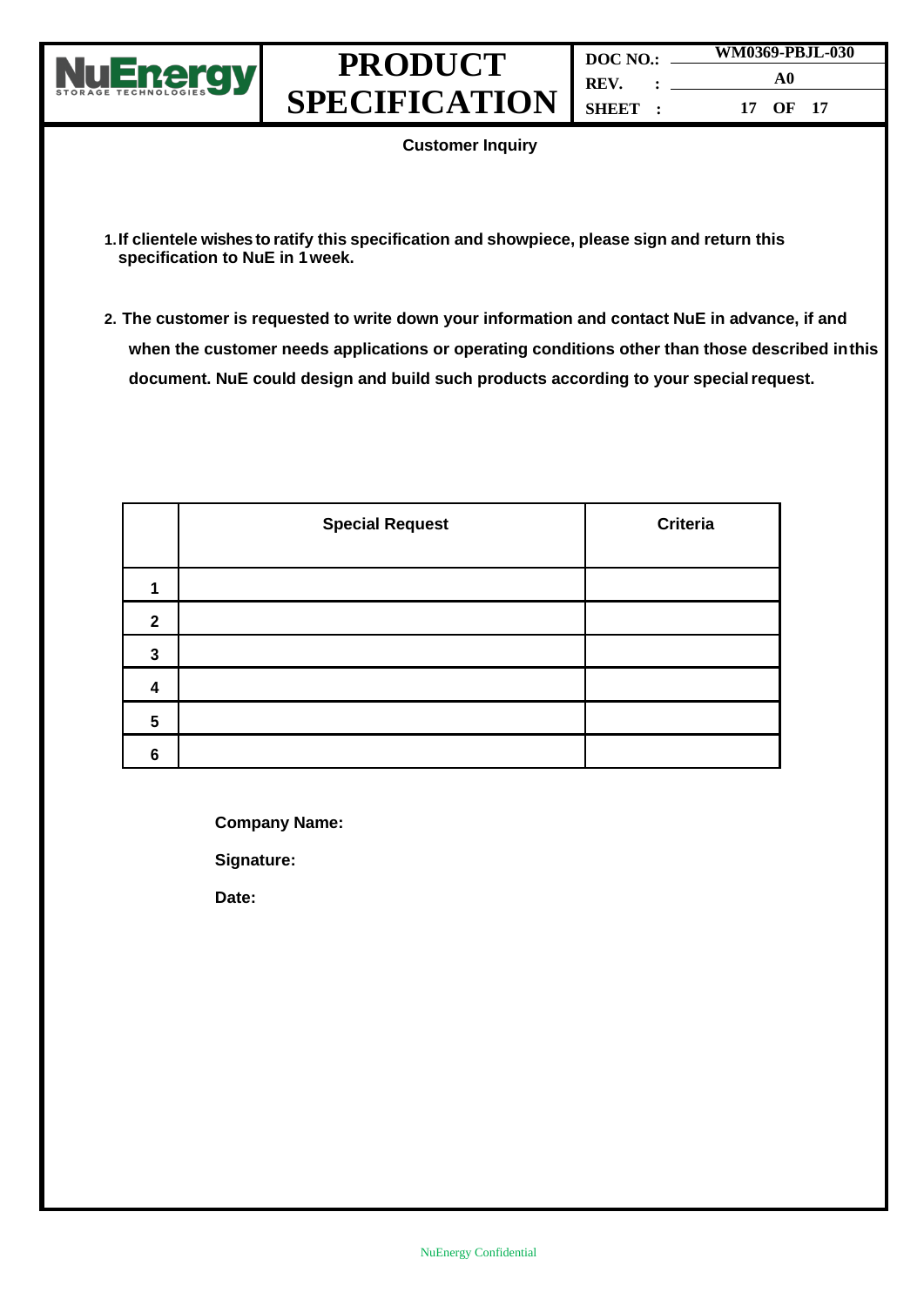## Customer Inquiry

1. **If clientele wishes to ratify this specification and showpiece, please sign and return this specification to NuE in 1 week.**

2. **The customer is requested to write down your information and contact NuE in advance, if and when the customer needs applications or operating conditions other than those described in this document. NuE could design and build such products according to your special request.**

| | **Special Request** | **Criteria** |
|---|---|---|
| 1 | | |
| 2 | | |
| 3 | | |
| 4 | | |
| 5 | | |
| 6 | | |

**Company Name:**

**Signature:**

**Date:**

NuEnergy Confidential